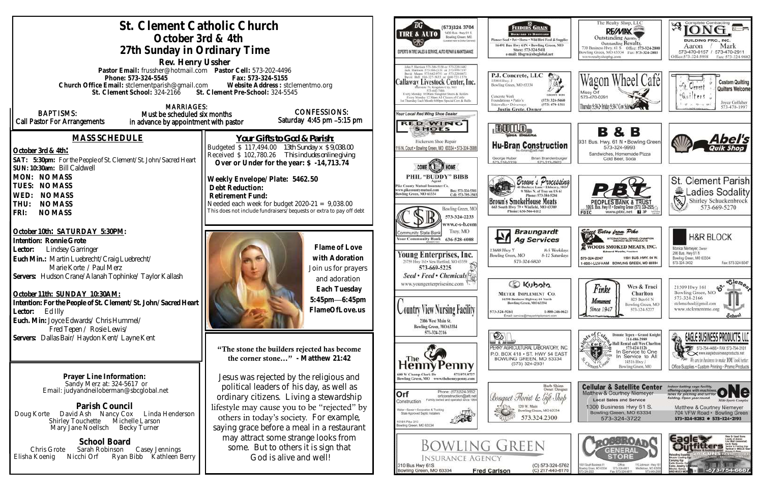# St. Clement Catholic Church

## October 3rd & 4th

## 27th Sunday in Ordinary Time

**Rev. Henry Ussher**

**Pastor Email:** frussher@hotmail.com **Pastor Cell:** 573-202-4496

**Phone: 573-324-5545** **Fax: 573-324-5155**

**Church Office Email:** stclementparish@gmail.com **Website Address:** stclementmo.org

**St. Clement School:** 324-2166 **St. Clement Pre-School:** 324-5545

BAPTISMS: Call Pastor For Arrangements

MARRIAGES: Must be scheduled six months in advance by appointment with pastor

CONFESSIONS: Saturday 4:45 pm –5:15 pm

## MASS SCHEDULE

**October 3rd & 4th:**

**SAT: 5:30pm:** For the People of St. Clement/St. John/Sacred Heart

**SUN: 10:30am:** Bill Caldwell

**MON: NO MASS**

**TUES: NO MASS**

**WED: NO MASS**

**THU: NO MASS**

**FRI: NO MASS**

**October 10th: SATURDAY 5:30PM:**

**Intention: Ronnie Grote**

**Lector:** Lindsey Garringer

**Euch Min.:** Martin Luebrecht/Craig Luebrecht/ Marie Korte / Paul Merz

**Servers:** Hudson Crane/Alanah Tophinke/ Taylor Kallash

**October 11th: SUNDAY 10:30AM:**

**Intention: For the People of St. Clement/St. John/Sacred Heart**

**Lector:** Ed Illy

**Euch. Min:** Joyce Edwards/ Chris Hummel/ Fred Tepen / Rosie Lewis/

**Servers:** Dallas Bair/ Haydon Kent/ Layne Kent

## Your Gifts to God & Parish:

Budgeted $ 117,494.00 13th Sunday x $ 9,038.00

Received $ 102,780.26 This includes online giving

**Over or Under for the year: $ -14,713.74**

**Weekly Envelope/Plate: 5462.50**

**Debt Reduction:**

**Retirement Fund:**

Needed each week for budget 2020-21 = 9,038.00

This does not include fundraisers/bequests or extra to pay off debt

**Flame of Love with Adoration**

Join us for prayers and adoration

**Each Tuesday 5:45pm—6:45pm**

**FlameOfLove.us**

### Prayer Line Information:

Sandy Merz at: 324-5617 or

Email: judyandneiloberman@sbcglobal.net

### Parish Council

Doug Korte David Ash Nancy Cox Linda Henderson Shirley Touchette Michelle Larson Mary Jane Noellsch Becky Turner

### School Board

Chris Grote Sarah Robinson Casey Jennings Elisha Koenig Nicchi Orf Ryan Bibb Kathleen Berry

"The stone the builders rejected has become the corner stone…" - Matthew 21:42

Jesus was rejected by the religious and political leaders of his day, as well as ordinary citizens. Living a stewardship lifestyle may cause you to be "rejected" by others in today's society. For example, saying grace before a restaurant may attract some strange looks from some. But to others it is sign that God is alive and well!

---

**TIRE & AUTO** (573)324-3704 1400 Bus. Hwy 61 S Bowling Green, MO — EXPERTS IN TIRE SALES & SERVICE, AUTO REPAIR & MAINTENANCE

**FEEDERS GRAIN** — Pioneer Seed • Pet • Horse • Wild Bird Feed & Supplies — 16491 Bus Hwy 61N • Bowling Green, MO — Store: 573-324-5411 — e-mail: fdsgrn@sbcglobal.net

**RE/MAX** The Realty Shop, LLC — Outstanding Agents. Outstanding Results. 730 Business Hwy. 61 S Office: 573-324-2800 Bowling Green, MO 63334 Fax: 573-324-2803 www.realtyshopbg.com

**LONG BUILDING PRO., INC.** Complete Contracting — Aaron / Mark 573-470-0157 / 573-470-2911 Office: 573-324-5958 Fax: 573-324-9802

**Callaway Livestock Center, Inc.** — Interstate 70, Kingdom City, MO 573-642-7486 — Every Monday 10:00am Slaughter Steers & Heifers — Every Monday 12:30pm All Classes of Cattle — 1st Thursday Each Month 6:00pm Special Cow & Bulls

**P.J. Concrete, LLC** — 15084 Hwy. J Bowling Green, MO 63334 — Concrete Work, Foundations • Patio's, Sidewalks • Driveways — (573) 324-5660 (573) 470-1511 — Justin Grote, Owner

**Wagon Wheel Café** — Missy Orf 573-470-0291

**St. Clement Quilters** — Custom Quilting, Quilters Welcome — Joyce Colliver 573-470-1997

**Your Local Red Wing Shoe Dealer — RED WING SHOES** — Hickerson Shoe Repair, 116 N. Court • Bowling Green, MO 63334 • 573-324-3688

**Hu-Bran Construction** — hu-bran@att.net — George Huber, Brian Brandenburger

**B & B** — 931 Bus. Hwy. 61 N • Bowling Green 573-324-9993 — Sandwiches, Homemade Pizza, Cold Beer, Soda

**Abel's Quik Shop**

**COME HOME — PHIL "BUDDY" BIBB** Agent — Pike County Mutual Insurance Co. www.pikecountymutual.com — Bus: 573-324-5301 — Bowling Green, MO 63334 — Cell: 573-705-3503

**Brown's Processing** — 48 Buckeye Lane • Eolia, MO — 9 Miles N. of Troy on US 61 — Phone: 573-384-5284

**Brown's SmokeHouse Meats** — 663 South Hwy 79 • Winfield, MO 63389 — Phone: 636-566-6112

**PBT PEOPLES BANK & TRUST** — 1095 S. Bus. Hwy 61 • Bowling Green (573) 324-2525 — www.pbtc.net

**St. Clement Parish Ladies Sodality** — Shirley Schuckenbrock 573-669-5270

**Community State Bank** — Your Community Bank — Bowling Green, MO 573-324-2233 — www.c-s-b.com — Troy, MO 636-528-6088

**Braungardt Ag Services** — 13688 Hwy Y Bowling Green, MO — 8-5 Weekdays, 8-12 Saturdays — 573-324-6820

**Sweet Betsy from Pike — WOODS SMOKED MEATS, INC.** — International Grand Champion — Edward Woods, President — 573-324-2247 — 1501 BUS. HWY. 61 N. BOWLING GREEN, MO 63334 — 1-800-I-LUV-HAM

**H&R BLOCK** — Monica Niemeyer, Owner — 206 Bus. Hwy 61 N Bowling Green, MO 63334 — 573-324-3402 Fax: 573-324-5047

**Young Enterprises, Inc.** — 25759 Hwy 161 • New Hartford, MO 63359 — 573-669-5225 — Seed • Feed • Chemicals — www.youngenterprisesinc.com

**Kubota — MEYER IMPLEMENT CO.** — 16398 Business Highway 61 North Bowling Green, MO 63334 — 573-324-5261 1-800-246-0623 — Email: service@meyerimplement.com

**Finke Monument** Since 1947 — Wes & Traci Charlton — 825 Bus 61 N Bowling Green, MO 573-324-5227

**St. Clement School** — 21509 Hwy 161 Bowling Green, MO 573-324-2166 — stclemschool@gmail.com — www.stclementmo.org

**Country View Nursing Facility** — 2106 West Main St. Bowling Green, MO 63334 — 573-324-2216

**PERRY AGRICULTURAL LABORATORY, INC.** — P.O. BOX 418 • ST. HWY 54 EAST BOWLING GREEN, MO 63334 — (573) 324-2931

**Knights of Columbus** — Donnie Tepen - Grand Knight 314-486-2989 — Hall Rental call Wes Charlton 573-424-1126 — In Service to One, In Service to All — 14516 Hwy J Bowling Green, MO

**EAGLE BUSINESS PRODUCTS, LLC** — 573-754-4466 • FAX 573-754-3101 — www.eaglebusinessproducts.net — We are in business to make YOU look better. — Office Supplies • Custom Printing • Promo Products

**The Henry Penny** — 600 W Champ Clark Dr Bowling Green, MO — www.thehennypenny.com — 573.975.0727

**Orf Construction** — Phone: (573)324-3552 orfconstruction@att.net — Family owned and operated since 1964 — Water • Sewer • Excavation & Trucking — State Approved Septic Installers — 16191 Pike 318 Bowling Green, MO 63334

**Bouquet Florist & Gift Shop** — Barb Shinn Owner/Designer — 120 W. Main Bowling Green, MO 63334 — 573.324.2300

**Cellular & Satellite Center** — Matthew & Courtney Niemeyer — Local Sales and Service — 1300 Business Hwy 61 S. Bowling Green, MO 63334 — 573-324-3722

**ONe Mini-Sports Complex** — Indoor batting cage facility, offering cages with machines, lanes for pitching and turf for fielding. Open year round. — Matthew & Courtney Niemeyer — 704 VFW Road • Bowling Green — 573-324-8282 • 573-324-2193

**BOWLING GREEN INSURANCE AGENCY** — 310 Bus Hwy 61S Bowling Green, MO 63334 — Fred Carlson — (O) 573-324-5762 (C) 217-440-6170

**CROSSROADS GENERAL STORE** — 1001 South Business 61 Bowling Green, MO 63334 — 110 Johnson • Hwy 161 Middletown, MO 63359

**Eagle Outfitters** — 573-754-6687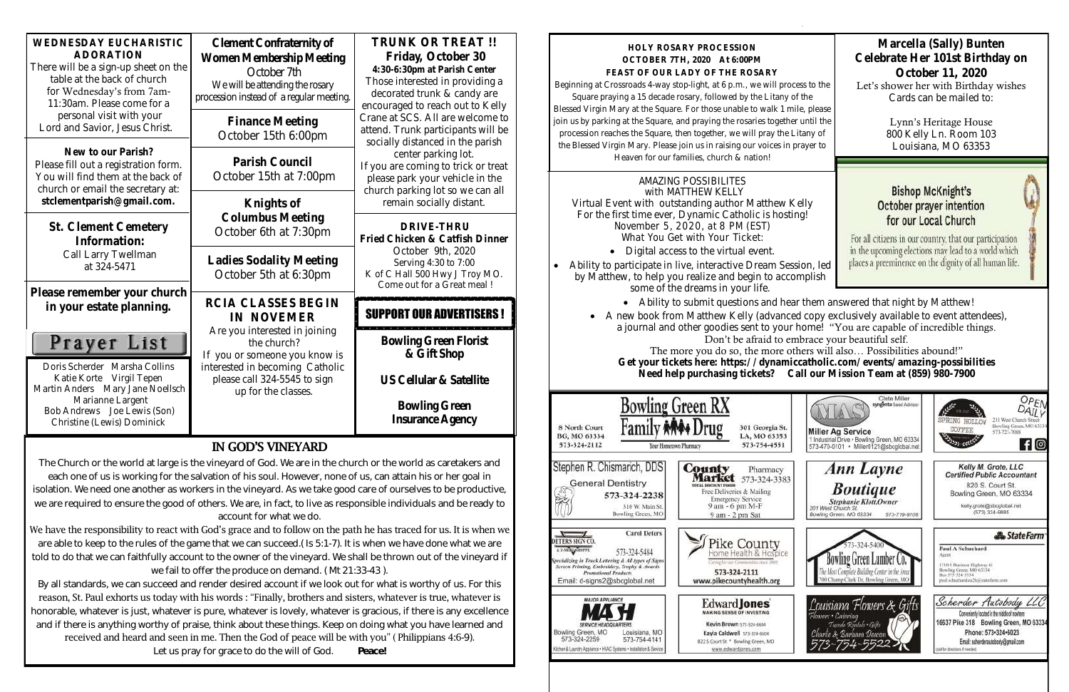**WEDNESDAY EUCHARISTIC ADORATION**

There will be a sign-up sheet on the table at the back of church for Wednesday's from 7am-11:30am. Please come for a personal visit with your Lord and Savior, Jesus Christ.

**New to our Parish?**

Please fill out a registration form. You will find them at the back of church or email the secretary at: **stclementparish@gmail.com.**

**St. Clement Cemetery Information:**

Call Larry Twellman at 324-5471

**Please remember your church in your estate planning.**

## Prayer List

Doris Scherder Marsha Collins
Katie Korte Virgil Tepen
Martin Anders Mary Jane Noellsch
Marianne Largent
Bob Andrews Joe Lewis (Son)
Christine (Lewis) Dominick

**Clement Confraternity of Women Membership Meeting**

October 7th

We will be attending the rosary procession instead of a regular meeting.

**Finance Meeting**

October 15th 6:00pm

**Parish Council**

October 15th at 7:00pm

**Knights of Columbus Meeting**

October 6th at 7:30pm

**Ladies Sodality Meeting**

October 5th at 6:30pm

**RCIA CLASSES BEGIN IN NOVEMER**

Are you interested in joining the church?

If you or someone you know is interested in becoming Catholic please call 324-5545 to sign up for the classes.

**TRUNK OR TREAT !!**

**Friday, October 30**

**4:30-6:30pm at Parish Center**

Those interested in providing a decorated trunk & candy are encouraged to reach out to Kelly Crane at SCS. All are welcome to attend. Trunk participants will be socially distanced in the parish center parking lot.

If you are coming to trick or treat please park your vehicle in the church parking lot so we can all remain socially distant.

**DRIVE-THRU**

**Fried Chicken & Catfish Dinner**

October 9th, 2020

Serving 4:30 to 7:00

K of C Hall 500 Hwy J Troy MO.

Come out for a Great meal !

**SUPPORT OUR ADVERTISERS !**

**Bowling Green Florist & Gift Shop**

**US Cellular & Satellite**

**Bowling Green Insurance Agency**

## IN GOD'S VINEYARD

The Church or the world at large is the vineyard of God. We are in the church or the world as caretakers and each one of us is working for the salvation of his soul. However, none of us, can attain his or her goal in isolation. We need one another as workers in the vineyard. As we take good care of ourselves to be productive, we are required to ensure the good of others. We are, in fact, to live as responsible individuals and be ready to account for what we do.

We have the responsibility to react with God's grace and to follow on the path he has traced for us. It is when we are able to keep to the rules of the game that we can succeed.( Is 5:1-7). It is when we have done what we are told to do that we can faithfully account to the owner of the vineyard. We shall be thrown out of the vineyard if we fail to offer the produce on demand. ( Mt 21:33-43 ).

By all standards, we can succeed and render desired account if we look out for what is worthy of us. For this reason, St. Paul exhorts us today with his words : "Finally, brothers and sisters, whatever is true, whatever is honorable, whatever is just, whatever is pure, whatever is lovely, whatever is gracious, if there is any excellence and if there is anything worthy of praise, think about these things. Keep on doing what you have learned and received and heard and seen in me. Then the God of peace will be with you" ( Philippians 4:6-9).

Let us pray for grace to do the will of God. **Peace!**

**HOLY ROSARY PROCESSION**
**OCTOBER 7TH, 2020 At 6:00PM**
**FEAST OF OUR LADY OF THE ROSARY**

Beginning at Crossroads 4-way stop-light, at 6 p.m., we will process to the Square praying a 15 decade rosary, followed by the Litany of the Blessed Virgin Mary at the Square. For those unable to walk 1 mile, please join us by parking at the Square, and praying the rosaries together until the procession reaches the Square, then together, we will pray the Litany of the Blessed Virgin Mary. Please join us in raising our voices in prayer to Heaven for our families, church & nation!

**Marcella (Sally) Bunten Celebrate Her 101st Birthday on October 11, 2020**

Let's shower her with Birthday wishes
Cards can be mailed to:

Lynn's Heritage House
800 Kelly Ln. Room 103
Louisiana, MO 63353

AMAZING POSSIBILITES
with MATTHEW KELLY

Virtual Event with outstanding author Matthew Kelly
For the first time ever, Dynamic Catholic is hosting!
November 5, 2020, at 8 PM (EST)
What You Get with Your Ticket:

- Digital access to the virtual event.
- Ability to participate in live, interactive Dream Session, led by Matthew, to help you realize and begin to accomplish some of the dreams in your life.
- Ability to submit questions and hear them answered that night by Matthew!
- A new book from Matthew Kelly (advanced copy exclusively available to event attendees), a journal and other goodies sent to your home! "You are capable of incredible things. Don't be afraid to embrace your beautiful self. The more you do so, the more others will also… Possibilities abound!"

**Get your tickets here: https://dynamiccatholic.com/events/amazing-possibilities**
**Need help purchasing tickets? Call our Mission Team at (859) 980-7900**

**Bishop McKnight's October prayer intention for our Local Church**

For all citizens in our country, that our participation in the upcoming elections may lead to a world which places a preeminence on the dignity of all human life.

Bowling Green RX Family Drug — Your Hometown Pharmacy — 8 North Court, BG, MO 63334, 573-324-2112 — 301 Georgia St. LA, MO 63353, 573-754-4551

Clete Miller, syngenta Seed Advisor — Miller Ag Service — 1 Industrial Drive • Bowling Green, MO 63334 — 573-470-0101 • Miller0121@sbcglobal.net

Spring Hollow Coffee — Open Daily — 211 West Church Street, Bowling Green, MO 63334 — 573-721-7088

Stephen R. Chismarich, DDS — General Dentistry — 573-324-2238 — 310 W. Main St. Bowling Green, MO

County Market Pharmacy 573-324-3383 — Free Deliveries & Mailing — Emergency Service — 9 am - 6 pm M-F — 9 am - 2 pm Sat

Ann Layne Boutique — Stephanie Klott, Owner — 201 West Church St. Bowling Green, MO 63334 — 573-719-9108

Kelly M. Grote, LLC — Certified Public Accountant — 820 S. Court St. Bowling Green, MO 63334 — kelly.grote@sbcglobal.net — (573) 324-6885

Deters Sign Co. — Carol Deters — 573-324-5484 — Specializing in Truck Lettering & All types of Signs, Screen Printing, Embroidery, Trophy & Awards, Promotional Products — Email: d-signs2@sbcglobal.net

Pike County Home Health & Hospice — 573-324-2111 — www.pikecountyhealth.org

Bowling Green Lumber Co. — 573-324-5400 — The Most Complete Building Center in the Area — 700 Champ Clark Dr. Bowling Green, MO

State Farm — Paul A Schuchard, Agent — 1310 S Business Highway 61, Bowling Green, MO 63334 — paul.schuchard.nn2j@statefarm.com

MASH Major Appliance Service Headquarters — Bowling Green, MO 573-324-2259 — Louisiana, MO 573-754-4141 — Kitchen & Laundry Appliance • HVAC Systems • Installation & Service

Edward Jones — Making Sense of Investing — Kevin Brown 573-324-6604 — Kayla Caldwell 573-324-6604 — 822 S Court St • Bowling Green, MO — www.edwardjones.com

Louisiana Flowers & Gifts — Flowers • Catering • Tuxedo Rentals • Gifts — Charlie & Barbara Deacon — 573-754-5522

Scherder Autobody LLC — Conveniently located in the middle of nowhere — 16637 Pike 318 Bowling Green, MO 63334 — Phone: 573•324•6023 — Email: scherderautobody@gmail.com — (call for directions if needed)